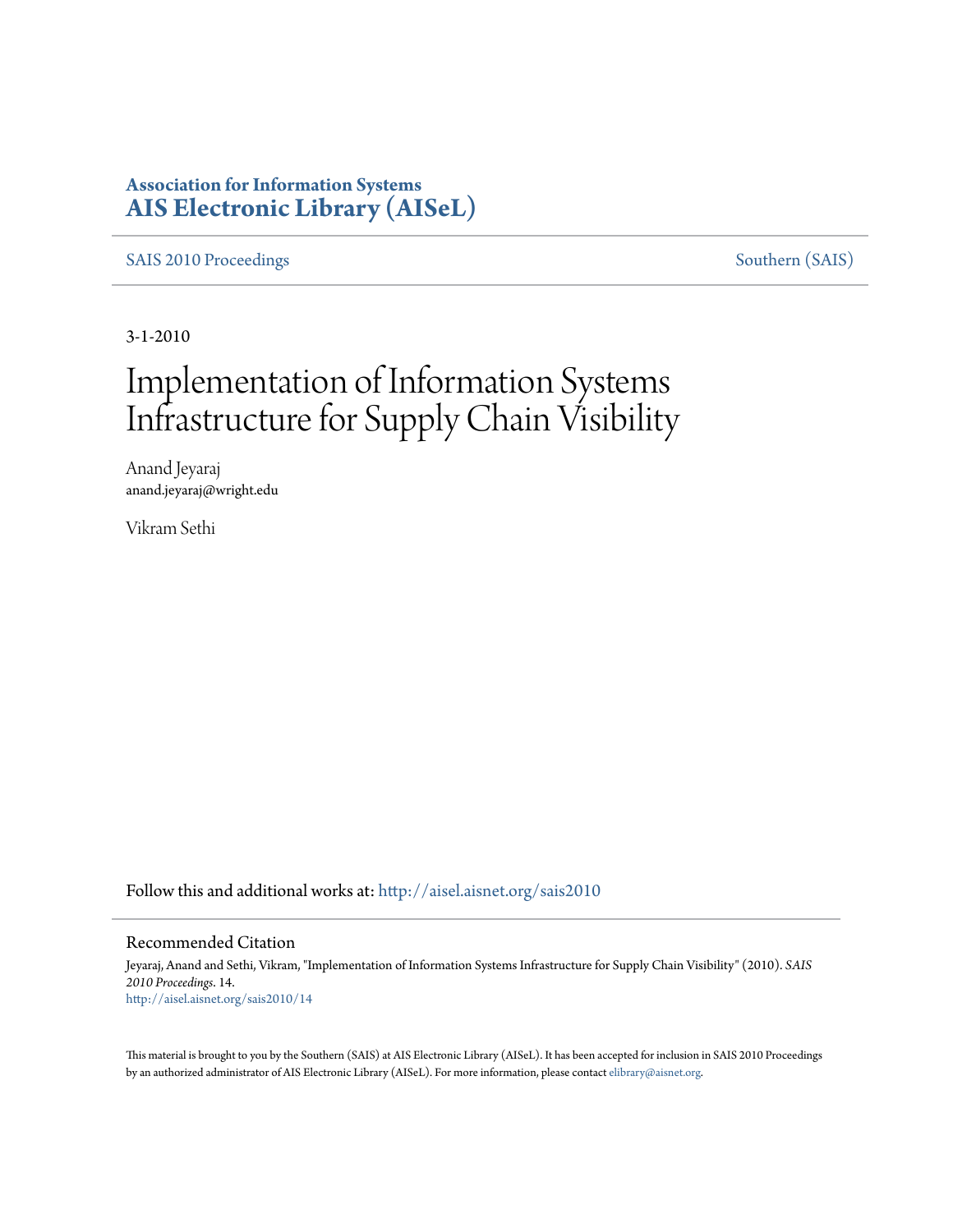**Association for Information Systems**
**AIS Electronic Library (AISeL)**

SAIS 2010 Proceedings | Southern (SAIS)

3-1-2010

# Implementation of Information Systems Infrastructure for Supply Chain Visibility

Anand Jeyaraj
anand.jeyaraj@wright.edu

Vikram Sethi

Follow this and additional works at: http://aisel.aisnet.org/sais2010

## Recommended Citation

Jeyaraj, Anand and Sethi, Vikram, "Implementation of Information Systems Infrastructure for Supply Chain Visibility" (2010). *SAIS 2010 Proceedings*. 14.
http://aisel.aisnet.org/sais2010/14

This material is brought to you by the Southern (SAIS) at AIS Electronic Library (AISeL). It has been accepted for inclusion in SAIS 2010 Proceedings by an authorized administrator of AIS Electronic Library (AISeL). For more information, please contact elibrary@aisnet.org.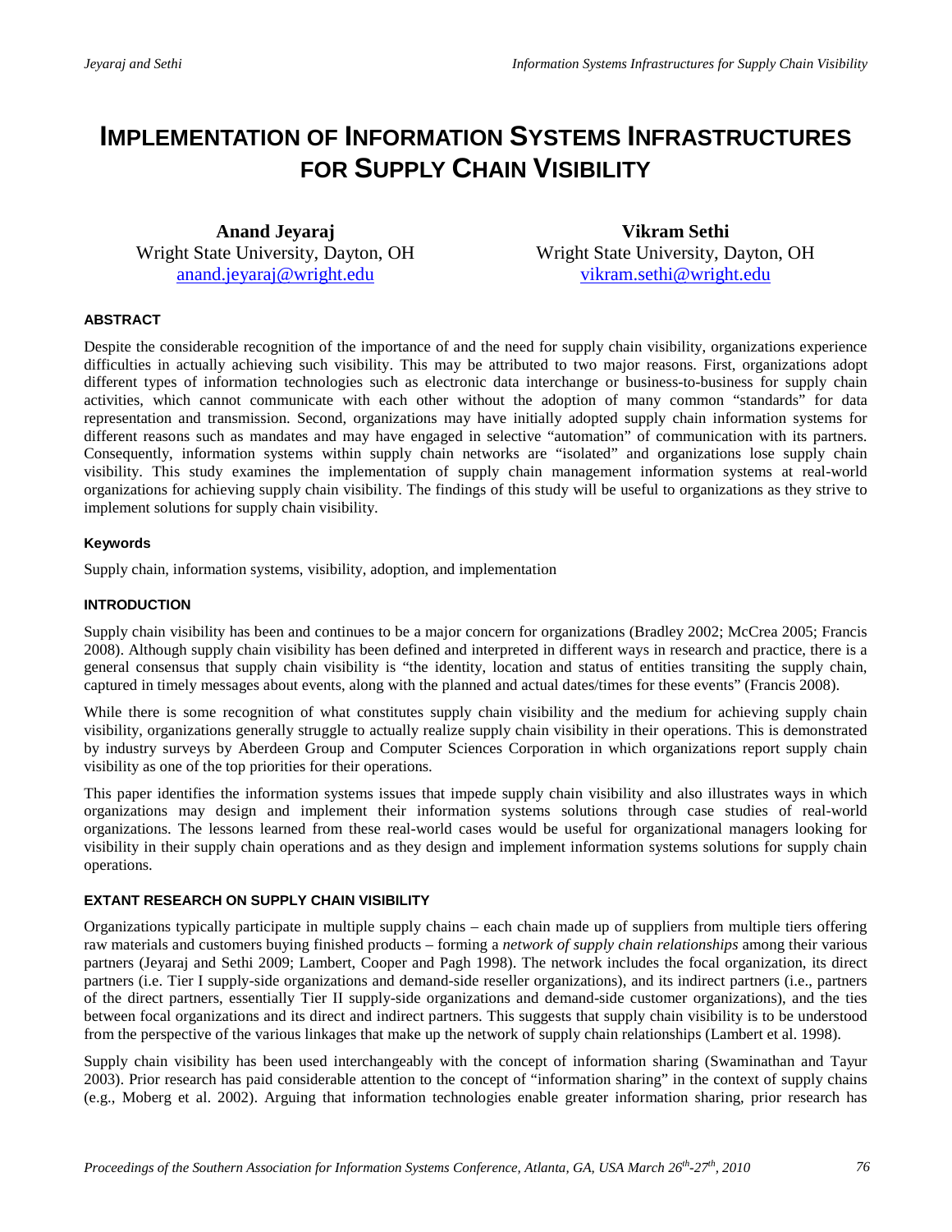# IMPLEMENTATION OF INFORMATION SYSTEMS INFRASTRUCTURES FOR SUPPLY CHAIN VISIBILITY

**Anand Jeyaraj**
Wright State University, Dayton, OH
anand.jeyaraj@wright.edu

**Vikram Sethi**
Wright State University, Dayton, OH
vikram.sethi@wright.edu

### ABSTRACT

Despite the considerable recognition of the importance of and the need for supply chain visibility, organizations experience difficulties in actually achieving such visibility. This may be attributed to two major reasons. First, organizations adopt different types of information technologies such as electronic data interchange or business-to-business for supply chain activities, which cannot communicate with each other without the adoption of many common "standards" for data representation and transmission. Second, organizations may have initially adopted supply chain information systems for different reasons such as mandates and may have engaged in selective "automation" of communication with its partners. Consequently, information systems within supply chain networks are "isolated" and organizations lose supply chain visibility. This study examines the implementation of supply chain management information systems at real-world organizations for achieving supply chain visibility. The findings of this study will be useful to organizations as they strive to implement solutions for supply chain visibility.

### Keywords

Supply chain, information systems, visibility, adoption, and implementation

### INTRODUCTION

Supply chain visibility has been and continues to be a major concern for organizations (Bradley 2002; McCrea 2005; Francis 2008). Although supply chain visibility has been defined and interpreted in different ways in research and practice, there is a general consensus that supply chain visibility is "the identity, location and status of entities transiting the supply chain, captured in timely messages about events, along with the planned and actual dates/times for these events" (Francis 2008).

While there is some recognition of what constitutes supply chain visibility and the medium for achieving supply chain visibility, organizations generally struggle to actually realize supply chain visibility in their operations. This is demonstrated by industry surveys by Aberdeen Group and Computer Sciences Corporation in which organizations report supply chain visibility as one of the top priorities for their operations.

This paper identifies the information systems issues that impede supply chain visibility and also illustrates ways in which organizations may design and implement their information systems solutions through case studies of real-world organizations. The lessons learned from these real-world cases would be useful for organizational managers looking for visibility in their supply chain operations and as they design and implement information systems solutions for supply chain operations.

### EXTANT RESEARCH ON SUPPLY CHAIN VISIBILITY

Organizations typically participate in multiple supply chains – each chain made up of suppliers from multiple tiers offering raw materials and customers buying finished products – forming a *network of supply chain relationships* among their various partners (Jeyaraj and Sethi 2009; Lambert, Cooper and Pagh 1998). The network includes the focal organization, its direct partners (i.e. Tier I supply-side organizations and demand-side reseller organizations), and its indirect partners (i.e., partners of the direct partners, essentially Tier II supply-side organizations and demand-side customer organizations), and the ties between focal organizations and its direct and indirect partners. This suggests that supply chain visibility is to be understood from the perspective of the various linkages that make up the network of supply chain relationships (Lambert et al. 1998).

Supply chain visibility has been used interchangeably with the concept of information sharing (Swaminathan and Tayur 2003). Prior research has paid considerable attention to the concept of "information sharing" in the context of supply chains (e.g., Moberg et al. 2002). Arguing that information technologies enable greater information sharing, prior research has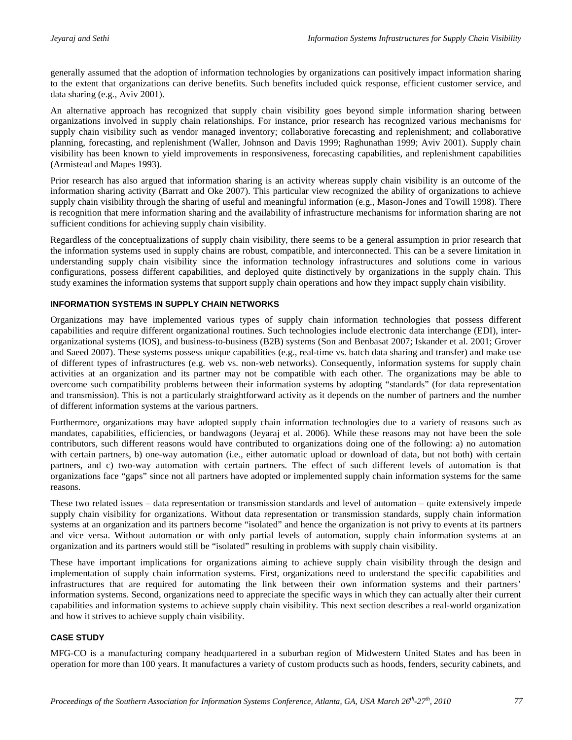generally assumed that the adoption of information technologies by organizations can positively impact information sharing to the extent that organizations can derive benefits. Such benefits included quick response, efficient customer service, and data sharing (e.g., Aviv 2001).

An alternative approach has recognized that supply chain visibility goes beyond simple information sharing between organizations involved in supply chain relationships. For instance, prior research has recognized various mechanisms for supply chain visibility such as vendor managed inventory; collaborative forecasting and replenishment; and collaborative planning, forecasting, and replenishment (Waller, Johnson and Davis 1999; Raghunathan 1999; Aviv 2001). Supply chain visibility has been known to yield improvements in responsiveness, forecasting capabilities, and replenishment capabilities (Armistead and Mapes 1993).

Prior research has also argued that information sharing is an activity whereas supply chain visibility is an outcome of the information sharing activity (Barratt and Oke 2007). This particular view recognized the ability of organizations to achieve supply chain visibility through the sharing of useful and meaningful information (e.g., Mason-Jones and Towill 1998). There is recognition that mere information sharing and the availability of infrastructure mechanisms for information sharing are not sufficient conditions for achieving supply chain visibility.

Regardless of the conceptualizations of supply chain visibility, there seems to be a general assumption in prior research that the information systems used in supply chains are robust, compatible, and interconnected. This can be a severe limitation in understanding supply chain visibility since the information technology infrastructures and solutions come in various configurations, possess different capabilities, and deployed quite distinctively by organizations in the supply chain. This study examines the information systems that support supply chain operations and how they impact supply chain visibility.

## INFORMATION SYSTEMS IN SUPPLY CHAIN NETWORKS

Organizations may have implemented various types of supply chain information technologies that possess different capabilities and require different organizational routines. Such technologies include electronic data interchange (EDI), inter-organizational systems (IOS), and business-to-business (B2B) systems (Son and Benbasat 2007; Iskander et al. 2001; Grover and Saeed 2007). These systems possess unique capabilities (e.g., real-time vs. batch data sharing and transfer) and make use of different types of infrastructures (e.g. web vs. non-web networks). Consequently, information systems for supply chain activities at an organization and its partner may not be compatible with each other. The organizations may be able to overcome such compatibility problems between their information systems by adopting "standards" (for data representation and transmission). This is not a particularly straightforward activity as it depends on the number of partners and the number of different information systems at the various partners.

Furthermore, organizations may have adopted supply chain information technologies due to a variety of reasons such as mandates, capabilities, efficiencies, or bandwagons (Jeyaraj et al. 2006). While these reasons may not have been the sole contributors, such different reasons would have contributed to organizations doing one of the following: a) no automation with certain partners, b) one-way automation (i.e., either automatic upload or download of data, but not both) with certain partners, and c) two-way automation with certain partners. The effect of such different levels of automation is that organizations face "gaps" since not all partners have adopted or implemented supply chain information systems for the same reasons.

These two related issues – data representation or transmission standards and level of automation – quite extensively impede supply chain visibility for organizations. Without data representation or transmission standards, supply chain information systems at an organization and its partners become "isolated" and hence the organization is not privy to events at its partners and vice versa. Without automation or with only partial levels of automation, supply chain information systems at an organization and its partners would still be "isolated" resulting in problems with supply chain visibility.

These have important implications for organizations aiming to achieve supply chain visibility through the design and implementation of supply chain information systems. First, organizations need to understand the specific capabilities and infrastructures that are required for automating the link between their own information systems and their partners' information systems. Second, organizations need to appreciate the specific ways in which they can actually alter their current capabilities and information systems to achieve supply chain visibility. This next section describes a real-world organization and how it strives to achieve supply chain visibility.

## CASE STUDY

MFG-CO is a manufacturing company headquartered in a suburban region of Midwestern United States and has been in operation for more than 100 years. It manufactures a variety of custom products such as hoods, fenders, security cabinets, and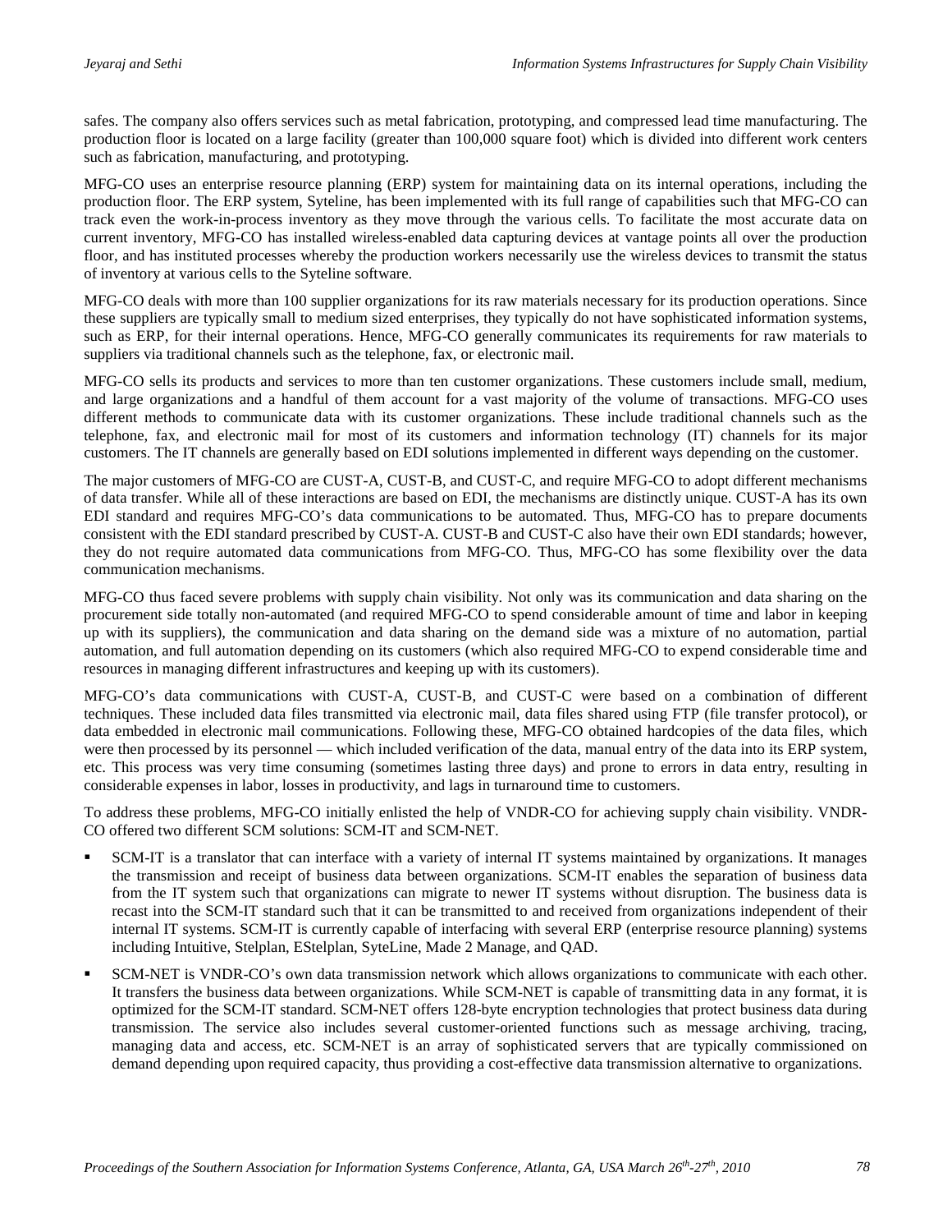safes. The company also offers services such as metal fabrication, prototyping, and compressed lead time manufacturing. The production floor is located on a large facility (greater than 100,000 square foot) which is divided into different work centers such as fabrication, manufacturing, and prototyping.

MFG-CO uses an enterprise resource planning (ERP) system for maintaining data on its internal operations, including the production floor. The ERP system, Syteline, has been implemented with its full range of capabilities such that MFG-CO can track even the work-in-process inventory as they move through the various cells. To facilitate the most accurate data on current inventory, MFG-CO has installed wireless-enabled data capturing devices at vantage points all over the production floor, and has instituted processes whereby the production workers necessarily use the wireless devices to transmit the status of inventory at various cells to the Syteline software.

MFG-CO deals with more than 100 supplier organizations for its raw materials necessary for its production operations. Since these suppliers are typically small to medium sized enterprises, they typically do not have sophisticated information systems, such as ERP, for their internal operations. Hence, MFG-CO generally communicates its requirements for raw materials to suppliers via traditional channels such as the telephone, fax, or electronic mail.

MFG-CO sells its products and services to more than ten customer organizations. These customers include small, medium, and large organizations and a handful of them account for a vast majority of the volume of transactions. MFG-CO uses different methods to communicate data with its customer organizations. These include traditional channels such as the telephone, fax, and electronic mail for most of its customers and information technology (IT) channels for its major customers. The IT channels are generally based on EDI solutions implemented in different ways depending on the customer.

The major customers of MFG-CO are CUST-A, CUST-B, and CUST-C, and require MFG-CO to adopt different mechanisms of data transfer. While all of these interactions are based on EDI, the mechanisms are distinctly unique. CUST-A has its own EDI standard and requires MFG-CO's data communications to be automated. Thus, MFG-CO has to prepare documents consistent with the EDI standard prescribed by CUST-A. CUST-B and CUST-C also have their own EDI standards; however, they do not require automated data communications from MFG-CO. Thus, MFG-CO has some flexibility over the data communication mechanisms.

MFG-CO thus faced severe problems with supply chain visibility. Not only was its communication and data sharing on the procurement side totally non-automated (and required MFG-CO to spend considerable amount of time and labor in keeping up with its suppliers), the communication and data sharing on the demand side was a mixture of no automation, partial automation, and full automation depending on its customers (which also required MFG-CO to expend considerable time and resources in managing different infrastructures and keeping up with its customers).

MFG-CO's data communications with CUST-A, CUST-B, and CUST-C were based on a combination of different techniques. These included data files transmitted via electronic mail, data files shared using FTP (file transfer protocol), or data embedded in electronic mail communications. Following these, MFG-CO obtained hardcopies of the data files, which were then processed by its personnel — which included verification of the data, manual entry of the data into its ERP system, etc. This process was very time consuming (sometimes lasting three days) and prone to errors in data entry, resulting in considerable expenses in labor, losses in productivity, and lags in turnaround time to customers.

To address these problems, MFG-CO initially enlisted the help of VNDR-CO for achieving supply chain visibility. VNDR-CO offered two different SCM solutions: SCM-IT and SCM-NET.

- SCM-IT is a translator that can interface with a variety of internal IT systems maintained by organizations. It manages the transmission and receipt of business data between organizations. SCM-IT enables the separation of business data from the IT system such that organizations can migrate to newer IT systems without disruption. The business data is recast into the SCM-IT standard such that it can be transmitted to and received from organizations independent of their internal IT systems. SCM-IT is currently capable of interfacing with several ERP (enterprise resource planning) systems including Intuitive, Stelplan, EStelplan, SyteLine, Made 2 Manage, and QAD.
- SCM-NET is VNDR-CO's own data transmission network which allows organizations to communicate with each other. It transfers the business data between organizations. While SCM-NET is capable of transmitting data in any format, it is optimized for the SCM-IT standard. SCM-NET offers 128-byte encryption technologies that protect business data during transmission. The service also includes several customer-oriented functions such as message archiving, tracing, managing data and access, etc. SCM-NET is an array of sophisticated servers that are typically commissioned on demand depending upon required capacity, thus providing a cost-effective data transmission alternative to organizations.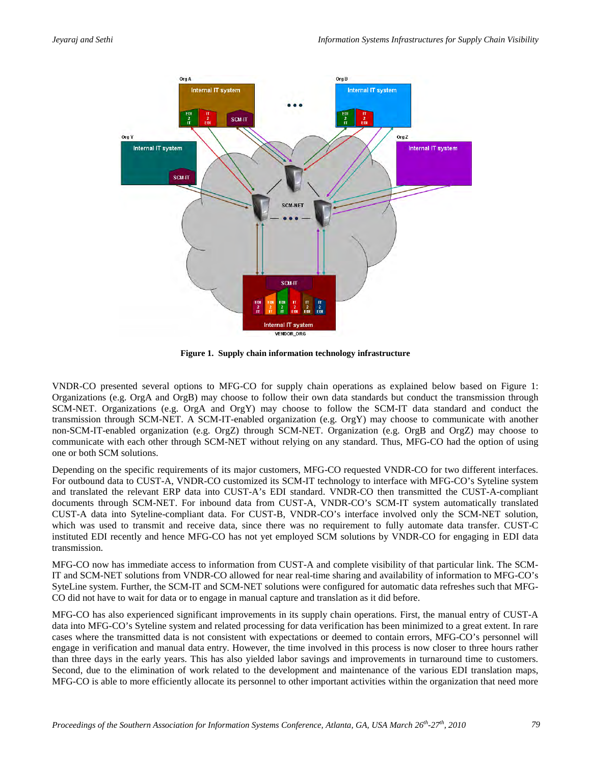**Figure 1. Supply chain information technology infrastructure**

VNDR-CO presented several options to MFG-CO for supply chain operations as explained below based on Figure 1: Organizations (e.g. OrgA and OrgB) may choose to follow their own data standards but conduct the transmission through SCM-NET. Organizations (e.g. OrgA and OrgY) may choose to follow the SCM-IT data standard and conduct the transmission through SCM-NET. A SCM-IT-enabled organization (e.g. OrgY) may choose to communicate with another non-SCM-IT-enabled organization (e.g. OrgZ) through SCM-NET. Organization (e.g. OrgB and OrgZ) may choose to communicate with each other through SCM-NET without relying on any standard. Thus, MFG-CO had the option of using one or both SCM solutions.

Depending on the specific requirements of its major customers, MFG-CO requested VNDR-CO for two different interfaces. For outbound data to CUST-A, VNDR-CO customized its SCM-IT technology to interface with MFG-CO's Syteline system and translated the relevant ERP data into CUST-A's EDI standard. VNDR-CO then transmitted the CUST-A-compliant documents through SCM-NET. For inbound data from CUST-A, VNDR-CO's SCM-IT system automatically translated CUST-A data into Syteline-compliant data. For CUST-B, VNDR-CO's interface involved only the SCM-NET solution, which was used to transmit and receive data, since there was no requirement to fully automate data transfer. CUST-C instituted EDI recently and hence MFG-CO has not yet employed SCM solutions by VNDR-CO for engaging in EDI data transmission.

MFG-CO now has immediate access to information from CUST-A and complete visibility of that particular link. The SCM-IT and SCM-NET solutions from VNDR-CO allowed for near real-time sharing and availability of information to MFG-CO's SyteLine system. Further, the SCM-IT and SCM-NET solutions were configured for automatic data refreshes such that MFG-CO did not have to wait for data or to engage in manual capture and translation as it did before.

MFG-CO has also experienced significant improvements in its supply chain operations. First, the manual entry of CUST-A data into MFG-CO's Syteline system and related processing for data verification has been minimized to a great extent. In rare cases where the transmitted data is not consistent with expectations or deemed to contain errors, MFG-CO's personnel will engage in verification and manual data entry. However, the time involved in this process is now closer to three hours rather than three days in the early years. This has also yielded labor savings and improvements in turnaround time to customers. Second, due to the elimination of work related to the development and maintenance of the various EDI translation maps, MFG-CO is able to more efficiently allocate its personnel to other important activities within the organization that need more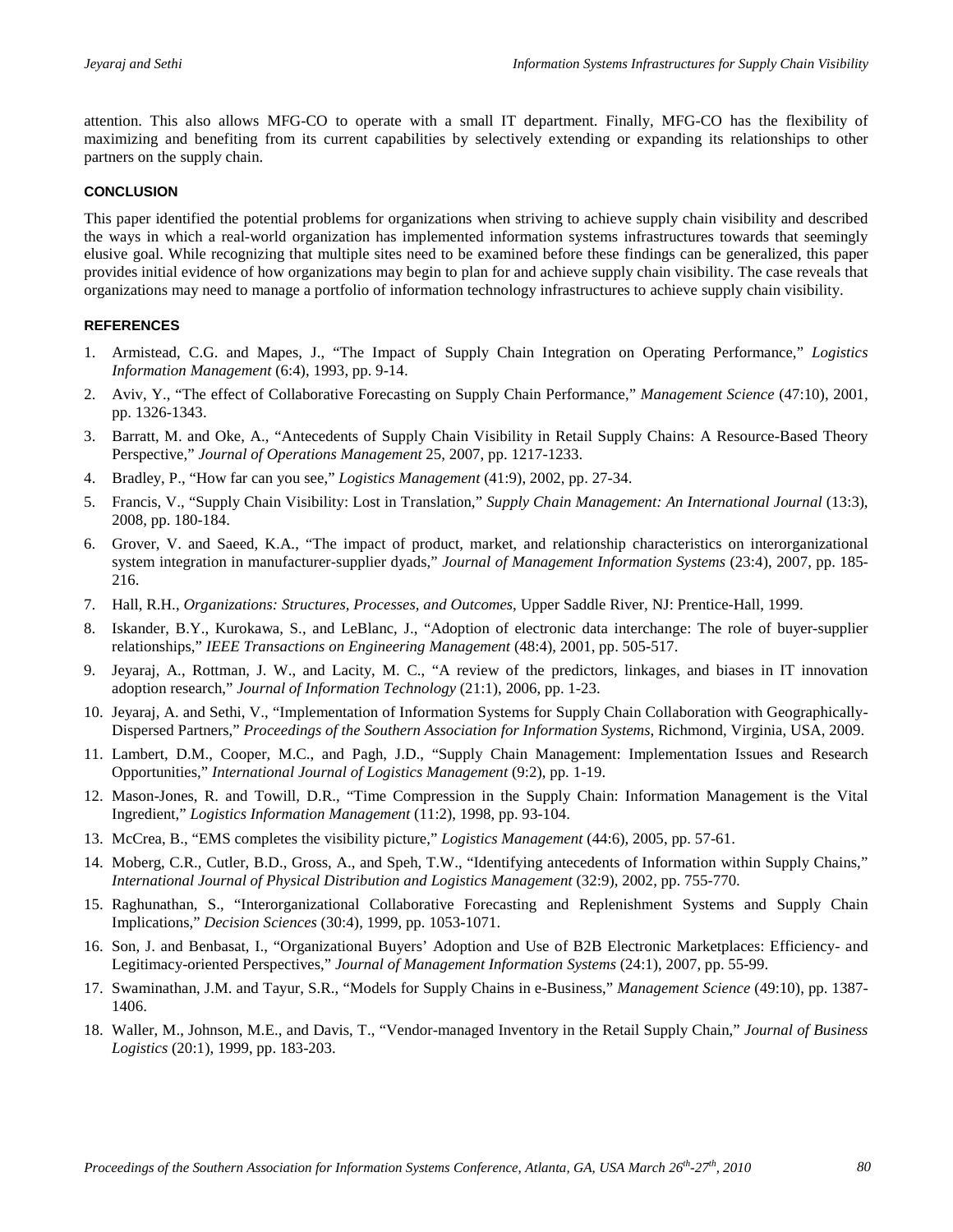attention. This also allows MFG-CO to operate with a small IT department. Finally, MFG-CO has the flexibility of maximizing and benefiting from its current capabilities by selectively extending or expanding its relationships to other partners on the supply chain.

## CONCLUSION

This paper identified the potential problems for organizations when striving to achieve supply chain visibility and described the ways in which a real-world organization has implemented information systems infrastructures towards that seemingly elusive goal. While recognizing that multiple sites need to be examined before these findings can be generalized, this paper provides initial evidence of how organizations may begin to plan for and achieve supply chain visibility. The case reveals that organizations may need to manage a portfolio of information technology infrastructures to achieve supply chain visibility.

## REFERENCES

1. Armistead, C.G. and Mapes, J., "The Impact of Supply Chain Integration on Operating Performance," *Logistics Information Management* (6:4), 1993, pp. 9-14.
2. Aviv, Y., "The effect of Collaborative Forecasting on Supply Chain Performance," *Management Science* (47:10), 2001, pp. 1326-1343.
3. Barratt, M. and Oke, A., "Antecedents of Supply Chain Visibility in Retail Supply Chains: A Resource-Based Theory Perspective," *Journal of Operations Management* 25, 2007, pp. 1217-1233.
4. Bradley, P., "How far can you see," *Logistics Management* (41:9), 2002, pp. 27-34.
5. Francis, V., "Supply Chain Visibility: Lost in Translation," *Supply Chain Management: An International Journal* (13:3), 2008, pp. 180-184.
6. Grover, V. and Saeed, K.A., "The impact of product, market, and relationship characteristics on interorganizational system integration in manufacturer-supplier dyads," *Journal of Management Information Systems* (23:4), 2007, pp. 185-216.
7. Hall, R.H., *Organizations: Structures, Processes, and Outcomes*, Upper Saddle River, NJ: Prentice-Hall, 1999.
8. Iskander, B.Y., Kurokawa, S., and LeBlanc, J., "Adoption of electronic data interchange: The role of buyer-supplier relationships," *IEEE Transactions on Engineering Management* (48:4), 2001, pp. 505-517.
9. Jeyaraj, A., Rottman, J. W., and Lacity, M. C., "A review of the predictors, linkages, and biases in IT innovation adoption research," *Journal of Information Technology* (21:1), 2006, pp. 1-23.
10. Jeyaraj, A. and Sethi, V., "Implementation of Information Systems for Supply Chain Collaboration with Geographically-Dispersed Partners," *Proceedings of the Southern Association for Information Systems*, Richmond, Virginia, USA, 2009.
11. Lambert, D.M., Cooper, M.C., and Pagh, J.D., "Supply Chain Management: Implementation Issues and Research Opportunities," *International Journal of Logistics Management* (9:2), pp. 1-19.
12. Mason-Jones, R. and Towill, D.R., "Time Compression in the Supply Chain: Information Management is the Vital Ingredient," *Logistics Information Management* (11:2), 1998, pp. 93-104.
13. McCrea, B., "EMS completes the visibility picture," *Logistics Management* (44:6), 2005, pp. 57-61.
14. Moberg, C.R., Cutler, B.D., Gross, A., and Speh, T.W., "Identifying antecedents of Information within Supply Chains," *International Journal of Physical Distribution and Logistics Management* (32:9), 2002, pp. 755-770.
15. Raghunathan, S., "Interorganizational Collaborative Forecasting and Replenishment Systems and Supply Chain Implications," *Decision Sciences* (30:4), 1999, pp. 1053-1071.
16. Son, J. and Benbasat, I., "Organizational Buyers' Adoption and Use of B2B Electronic Marketplaces: Efficiency- and Legitimacy-oriented Perspectives," *Journal of Management Information Systems* (24:1), 2007, pp. 55-99.
17. Swaminathan, J.M. and Tayur, S.R., "Models for Supply Chains in e-Business," *Management Science* (49:10), pp. 1387-1406.
18. Waller, M., Johnson, M.E., and Davis, T., "Vendor-managed Inventory in the Retail Supply Chain," *Journal of Business Logistics* (20:1), 1999, pp. 183-203.